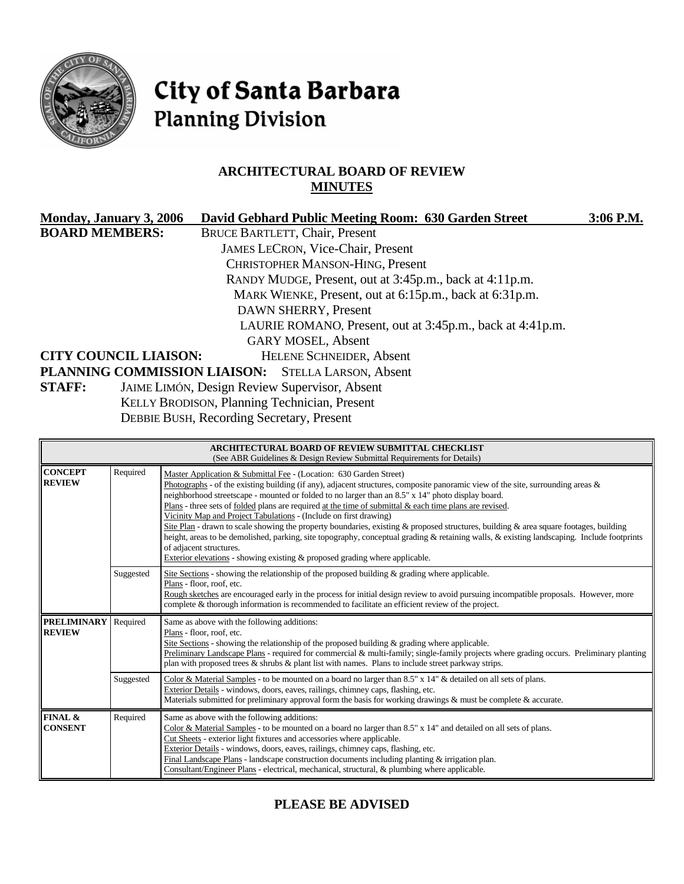# City of Santa Barbara
## Planning Division

### ARCHITECTURAL BOARD OF REVIEW
### MINUTES

**Monday, January 3, 2006** **David Gebhard Public Meeting Room: 630 Garden Street** **3:06 P.M.**

**BOARD MEMBERS:**
BRUCE BARTLETT, Chair, Present
JAMES LECRON, Vice-Chair, Present
CHRISTOPHER MANSON-HING, Present
RANDY MUDGE, Present, out at 3:45p.m., back at 4:11p.m.
MARK WIENKE, Present, out at 6:15p.m., back at 6:31p.m.
DAWN SHERRY, Present
LAURIE ROMANO, Present, out at 3:45p.m., back at 4:41p.m.
GARY MOSEL, Absent

**CITY COUNCIL LIAISON:** HELENE SCHNEIDER, Absent

**PLANNING COMMISSION LIAISON:** STELLA LARSON, Absent

**STAFF:**
JAIME LIMÓN, Design Review Supervisor, Absent
KELLY BRODISON, Planning Technician, Present
DEBBIE BUSH, Recording Secretary, Present

| ARCHITECTURAL BOARD OF REVIEW SUBMITTAL CHECKLIST (See ABR Guidelines & Design Review Submittal Requirements for Details) | | |
|---|---|---|
| **CONCEPT REVIEW** | Required | Master Application & Submittal Fee - (Location: 630 Garden Street) Photographs - of the existing building (if any), adjacent structures, composite panoramic view of the site, surrounding areas & neighborhood streetscape - mounted or folded to no larger than an 8.5" x 14" photo display board. Plans - three sets of folded plans are required at the time of submittal & each time plans are revised. Vicinity Map and Project Tabulations - (Include on first drawing) Site Plan - drawn to scale showing the property boundaries, existing & proposed structures, building & area square footages, building height, areas to be demolished, parking, site topography, conceptual grading & retaining walls, & existing landscaping. Include footprints of adjacent structures. Exterior elevations - showing existing & proposed grading where applicable. |
| | Suggested | Site Sections - showing the relationship of the proposed building & grading where applicable. Plans - floor, roof, etc. Rough sketches are encouraged early in the process for initial design review to avoid pursuing incompatible proposals. However, more complete & thorough information is recommended to facilitate an efficient review of the project. |
| **PRELIMINARY REVIEW** | Required | Same as above with the following additions: Plans - floor, roof, etc. Site Sections - showing the relationship of the proposed building & grading where applicable. Preliminary Landscape Plans - required for commercial & multi-family; single-family projects where grading occurs. Preliminary planting plan with proposed trees & shrubs & plant list with names. Plans to include street parkway strips. |
| | Suggested | Color & Material Samples - to be mounted on a board no larger than 8.5" x 14" & detailed on all sets of plans. Exterior Details - windows, doors, eaves, railings, chimney caps, flashing, etc. Materials submitted for preliminary approval form the basis for working drawings & must be complete & accurate. |
| **FINAL & CONSENT** | Required | Same as above with the following additions: Color & Material Samples - to be mounted on a board no larger than 8.5" x 14" and detailed on all sets of plans. Cut Sheets - exterior light fixtures and accessories where applicable. Exterior Details - windows, doors, eaves, railings, chimney caps, flashing, etc. Final Landscape Plans - landscape construction documents including planting & irrigation plan. Consultant/Engineer Plans - electrical, mechanical, structural, & plumbing where applicable. |

### PLEASE BE ADVISED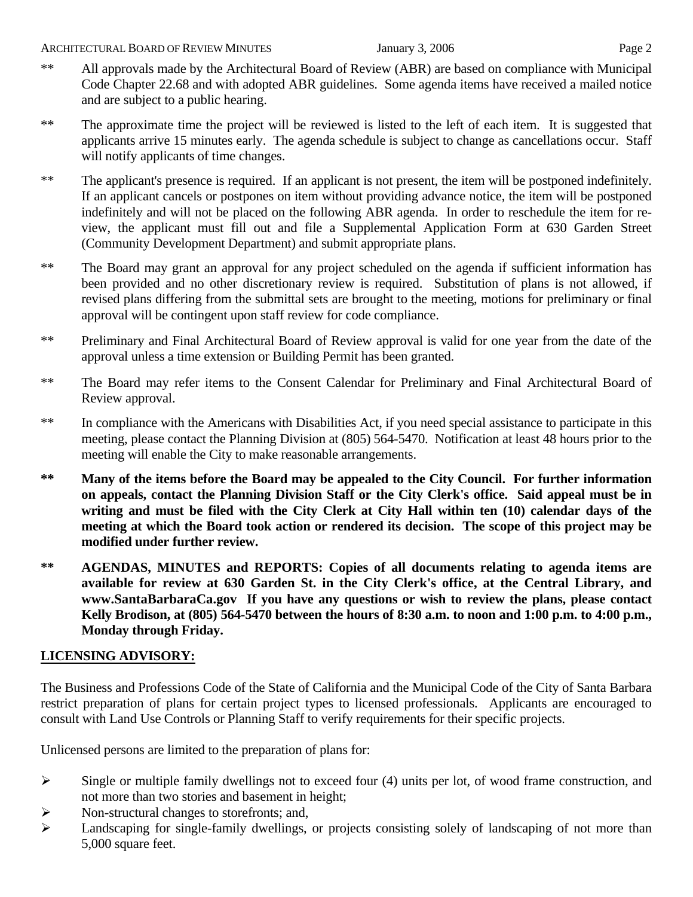** All approvals made by the Architectural Board of Review (ABR) are based on compliance with Municipal Code Chapter 22.68 and with adopted ABR guidelines. Some agenda items have received a mailed notice and are subject to a public hearing.

** The approximate time the project will be reviewed is listed to the left of each item. It is suggested that applicants arrive 15 minutes early. The agenda schedule is subject to change as cancellations occur. Staff will notify applicants of time changes.

** The applicant's presence is required. If an applicant is not present, the item will be postponed indefinitely. If an applicant cancels or postpones on item without providing advance notice, the item will be postponed indefinitely and will not be placed on the following ABR agenda. In order to reschedule the item for review, the applicant must fill out and file a Supplemental Application Form at 630 Garden Street (Community Development Department) and submit appropriate plans.

** The Board may grant an approval for any project scheduled on the agenda if sufficient information has been provided and no other discretionary review is required. Substitution of plans is not allowed, if revised plans differing from the submittal sets are brought to the meeting, motions for preliminary or final approval will be contingent upon staff review for code compliance.

** Preliminary and Final Architectural Board of Review approval is valid for one year from the date of the approval unless a time extension or Building Permit has been granted.

** The Board may refer items to the Consent Calendar for Preliminary and Final Architectural Board of Review approval.

** In compliance with the Americans with Disabilities Act, if you need special assistance to participate in this meeting, please contact the Planning Division at (805) 564-5470. Notification at least 48 hours prior to the meeting will enable the City to make reasonable arrangements.

**\*\* Many of the items before the Board may be appealed to the City Council. For further information on appeals, contact the Planning Division Staff or the City Clerk's office. Said appeal must be in writing and must be filed with the City Clerk at City Hall within ten (10) calendar days of the meeting at which the Board took action or rendered its decision. The scope of this project may be modified under further review.**

**\*\* AGENDAS, MINUTES and REPORTS: Copies of all documents relating to agenda items are available for review at 630 Garden St. in the City Clerk's office, at the Central Library, and www.SantaBarbaraCa.gov If you have any questions or wish to review the plans, please contact Kelly Brodison, at (805) 564-5470 between the hours of 8:30 a.m. to noon and 1:00 p.m. to 4:00 p.m., Monday through Friday.**

## LICENSING ADVISORY:

The Business and Professions Code of the State of California and the Municipal Code of the City of Santa Barbara restrict preparation of plans for certain project types to licensed professionals. Applicants are encouraged to consult with Land Use Controls or Planning Staff to verify requirements for their specific projects.

Unlicensed persons are limited to the preparation of plans for:

- Single or multiple family dwellings not to exceed four (4) units per lot, of wood frame construction, and not more than two stories and basement in height;
- Non-structural changes to storefronts; and,
- Landscaping for single-family dwellings, or projects consisting solely of landscaping of not more than 5,000 square feet.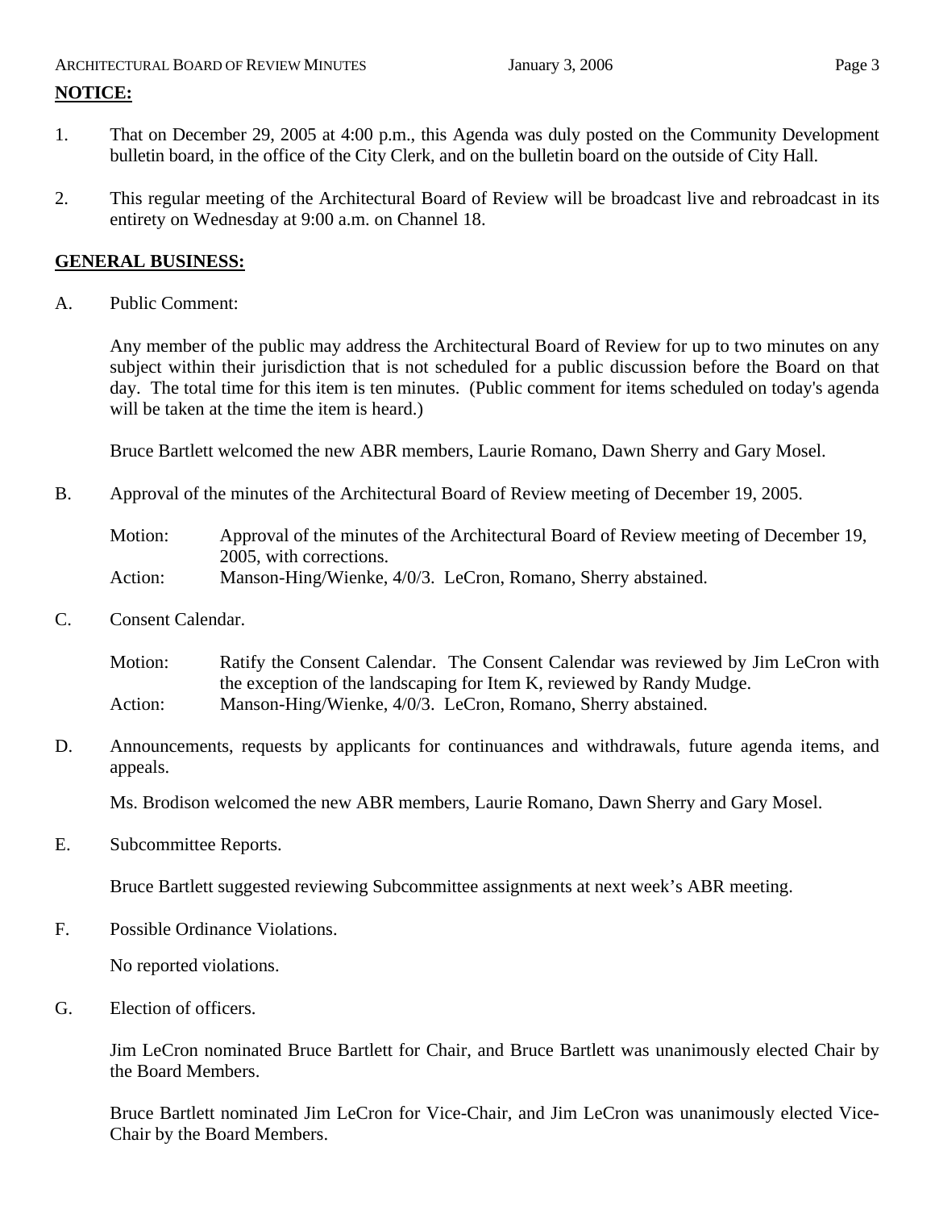**NOTICE:**

1. That on December 29, 2005 at 4:00 p.m., this Agenda was duly posted on the Community Development bulletin board, in the office of the City Clerk, and on the bulletin board on the outside of City Hall.

2. This regular meeting of the Architectural Board of Review will be broadcast live and rebroadcast in its entirety on Wednesday at 9:00 a.m. on Channel 18.

**GENERAL BUSINESS:**

A. Public Comment:

Any member of the public may address the Architectural Board of Review for up to two minutes on any subject within their jurisdiction that is not scheduled for a public discussion before the Board on that day. The total time for this item is ten minutes. (Public comment for items scheduled on today's agenda will be taken at the time the item is heard.)

Bruce Bartlett welcomed the new ABR members, Laurie Romano, Dawn Sherry and Gary Mosel.

B. Approval of the minutes of the Architectural Board of Review meeting of December 19, 2005.

Motion: Approval of the minutes of the Architectural Board of Review meeting of December 19, 2005, with corrections.
Action: Manson-Hing/Wienke, 4/0/3. LeCron, Romano, Sherry abstained.

C. Consent Calendar.

Motion: Ratify the Consent Calendar. The Consent Calendar was reviewed by Jim LeCron with the exception of the landscaping for Item K, reviewed by Randy Mudge.
Action: Manson-Hing/Wienke, 4/0/3. LeCron, Romano, Sherry abstained.

D. Announcements, requests by applicants for continuances and withdrawals, future agenda items, and appeals.

Ms. Brodison welcomed the new ABR members, Laurie Romano, Dawn Sherry and Gary Mosel.

E. Subcommittee Reports.

Bruce Bartlett suggested reviewing Subcommittee assignments at next week's ABR meeting.

F. Possible Ordinance Violations.

No reported violations.

G. Election of officers.

Jim LeCron nominated Bruce Bartlett for Chair, and Bruce Bartlett was unanimously elected Chair by the Board Members.

Bruce Bartlett nominated Jim LeCron for Vice-Chair, and Jim LeCron was unanimously elected Vice-Chair by the Board Members.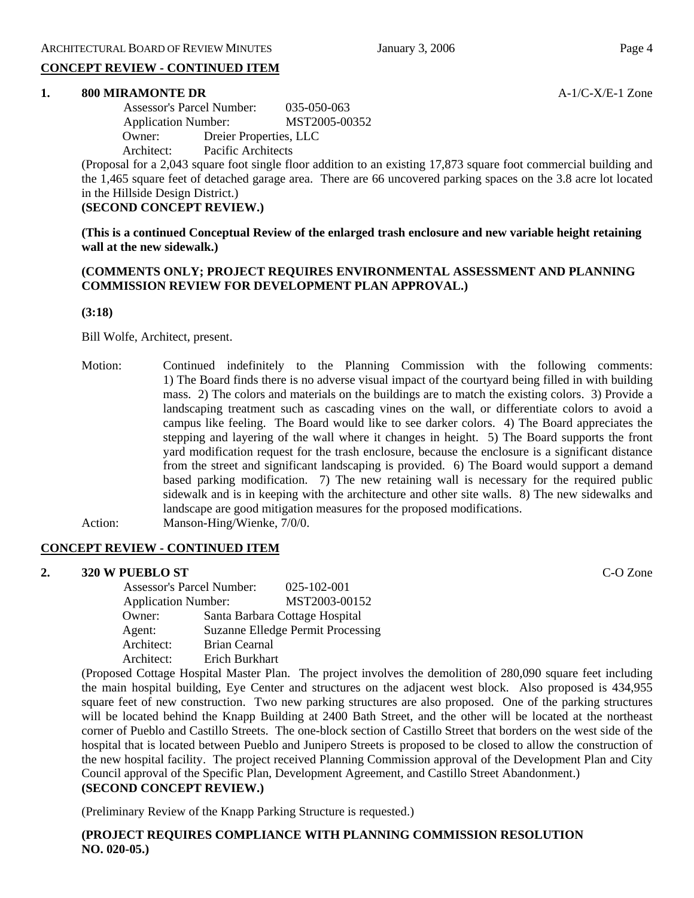**CONCEPT REVIEW - CONTINUED ITEM**

**1. 800 MIRAMONTE DR** A-1/C-X/E-1 Zone

Assessor's Parcel Number: 035-050-063
Application Number: MST2005-00352
Owner: Dreier Properties, LLC
Architect: Pacific Architects

(Proposal for a 2,043 square foot single floor addition to an existing 17,873 square foot commercial building and the 1,465 square feet of detached garage area. There are 66 uncovered parking spaces on the 3.8 acre lot located in the Hillside Design District.)

**(SECOND CONCEPT REVIEW.)**

**(This is a continued Conceptual Review of the enlarged trash enclosure and new variable height retaining wall at the new sidewalk.)**

**(COMMENTS ONLY; PROJECT REQUIRES ENVIRONMENTAL ASSESSMENT AND PLANNING COMMISSION REVIEW FOR DEVELOPMENT PLAN APPROVAL.)**

**(3:18)**

Bill Wolfe, Architect, present.

Motion: Continued indefinitely to the Planning Commission with the following comments: 1) The Board finds there is no adverse visual impact of the courtyard being filled in with building mass. 2) The colors and materials on the buildings are to match the existing colors. 3) Provide a landscaping treatment such as cascading vines on the wall, or differentiate colors to avoid a campus like feeling. The Board would like to see darker colors. 4) The Board appreciates the stepping and layering of the wall where it changes in height. 5) The Board supports the front yard modification request for the trash enclosure, because the enclosure is a significant distance from the street and significant landscaping is provided. 6) The Board would support a demand based parking modification. 7) The new retaining wall is necessary for the required public sidewalk and is in keeping with the architecture and other site walls. 8) The new sidewalks and landscape are good mitigation measures for the proposed modifications.

Action: Manson-Hing/Wienke, 7/0/0.

**CONCEPT REVIEW - CONTINUED ITEM**

**2. 320 W PUEBLO ST** C-O Zone

Assessor's Parcel Number: 025-102-001
Application Number: MST2003-00152
Owner: Santa Barbara Cottage Hospital
Agent: Suzanne Elledge Permit Processing
Architect: Brian Cearnal
Architect: Erich Burkhart

(Proposed Cottage Hospital Master Plan. The project involves the demolition of 280,090 square feet including the main hospital building, Eye Center and structures on the adjacent west block. Also proposed is 434,955 square feet of new construction. Two new parking structures are also proposed. One of the parking structures will be located behind the Knapp Building at 2400 Bath Street, and the other will be located at the northeast corner of Pueblo and Castillo Streets. The one-block section of Castillo Street that borders on the west side of the hospital that is located between Pueblo and Junipero Streets is proposed to be closed to allow the construction of the new hospital facility. The project received Planning Commission approval of the Development Plan and City Council approval of the Specific Plan, Development Agreement, and Castillo Street Abandonment.)

**(SECOND CONCEPT REVIEW.)**

(Preliminary Review of the Knapp Parking Structure is requested.)

**(PROJECT REQUIRES COMPLIANCE WITH PLANNING COMMISSION RESOLUTION NO. 020-05.)**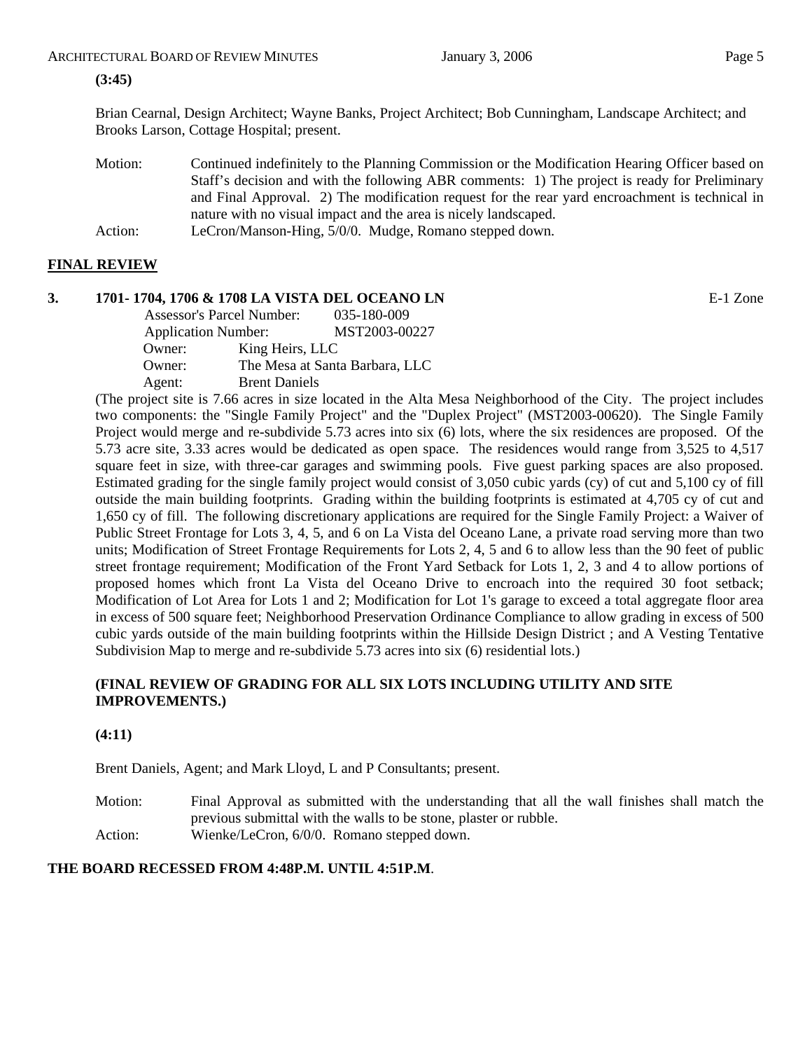**(3:45)**

Brian Cearnal, Design Architect; Wayne Banks, Project Architect; Bob Cunningham, Landscape Architect; and Brooks Larson, Cottage Hospital; present.

Motion: Continued indefinitely to the Planning Commission or the Modification Hearing Officer based on Staff's decision and with the following ABR comments: 1) The project is ready for Preliminary and Final Approval. 2) The modification request for the rear yard encroachment is technical in nature with no visual impact and the area is nicely landscaped.

Action: LeCron/Manson-Hing, 5/0/0. Mudge, Romano stepped down.

## FINAL REVIEW

### 3. 1701- 1704, 1706 & 1708 LA VISTA DEL OCEANO LN — E-1 Zone

Assessor's Parcel Number: 035-180-009
Application Number: MST2003-00227
Owner: King Heirs, LLC
Owner: The Mesa at Santa Barbara, LLC
Agent: Brent Daniels

(The project site is 7.66 acres in size located in the Alta Mesa Neighborhood of the City. The project includes two components: the "Single Family Project" and the "Duplex Project" (MST2003-00620). The Single Family Project would merge and re-subdivide 5.73 acres into six (6) lots, where the six residences are proposed. Of the 5.73 acre site, 3.33 acres would be dedicated as open space. The residences would range from 3,525 to 4,517 square feet in size, with three-car garages and swimming pools. Five guest parking spaces are also proposed. Estimated grading for the single family project would consist of 3,050 cubic yards (cy) of cut and 5,100 cy of fill outside the main building footprints. Grading within the building footprints is estimated at 4,705 cy of cut and 1,650 cy of fill. The following discretionary applications are required for the Single Family Project: a Waiver of Public Street Frontage for Lots 3, 4, 5, and 6 on La Vista del Oceano Lane, a private road serving more than two units; Modification of Street Frontage Requirements for Lots 2, 4, 5 and 6 to allow less than the 90 feet of public street frontage requirement; Modification of the Front Yard Setback for Lots 1, 2, 3 and 4 to allow portions of proposed homes which front La Vista del Oceano Drive to encroach into the required 30 foot setback; Modification of Lot Area for Lots 1 and 2; Modification for Lot 1's garage to exceed a total aggregate floor area in excess of 500 square feet; Neighborhood Preservation Ordinance Compliance to allow grading in excess of 500 cubic yards outside of the main building footprints within the Hillside Design District ; and A Vesting Tentative Subdivision Map to merge and re-subdivide 5.73 acres into six (6) residential lots.)

**(FINAL REVIEW OF GRADING FOR ALL SIX LOTS INCLUDING UTILITY AND SITE IMPROVEMENTS.)**

**(4:11)**

Brent Daniels, Agent; and Mark Lloyd, L and P Consultants; present.

Motion: Final Approval as submitted with the understanding that all the wall finishes shall match the previous submittal with the walls to be stone, plaster or rubble.

Action: Wienke/LeCron, 6/0/0. Romano stepped down.

**THE BOARD RECESSED FROM 4:48P.M. UNTIL 4:51P.M.**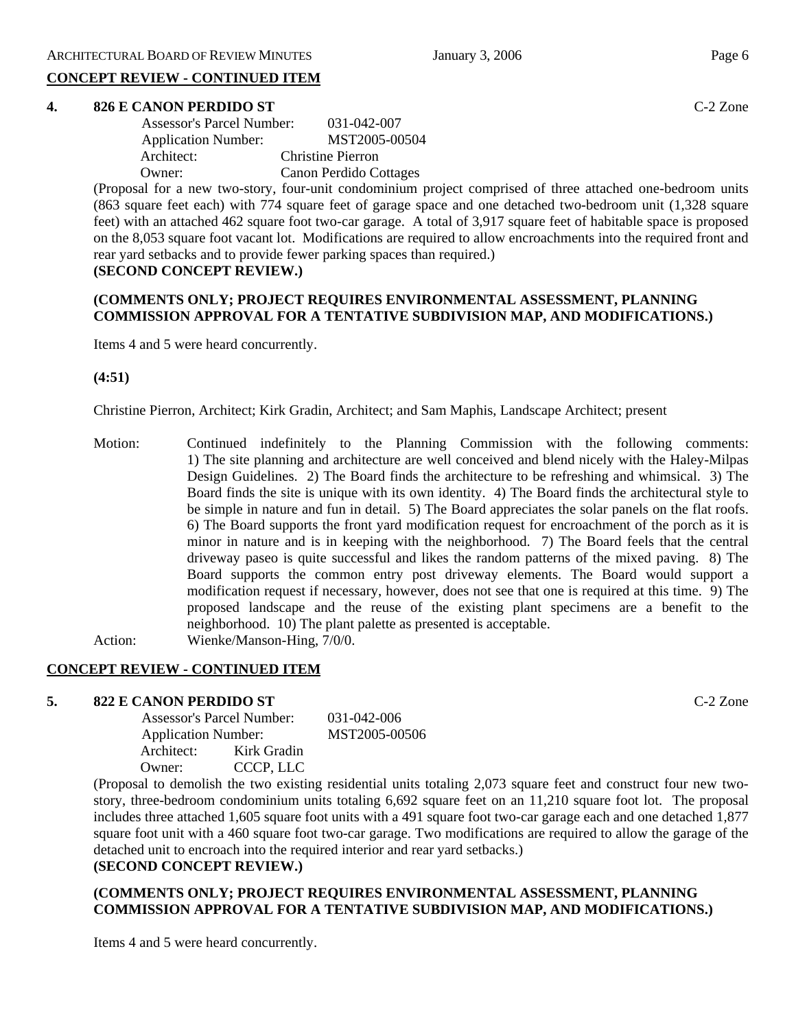## CONCEPT REVIEW - CONTINUED ITEM

### 4. 826 E CANON PERDIDO ST

C-2 Zone

Assessor's Parcel Number: 031-042-007
Application Number: MST2005-00504
Architect: Christine Pierron
Owner: Canon Perdido Cottages

(Proposal for a new two-story, four-unit condominium project comprised of three attached one-bedroom units (863 square feet each) with 774 square feet of garage space and one detached two-bedroom unit (1,328 square feet) with an attached 462 square foot two-car garage. A total of 3,917 square feet of habitable space is proposed on the 8,053 square foot vacant lot. Modifications are required to allow encroachments into the required front and rear yard setbacks and to provide fewer parking spaces than required.)

**(SECOND CONCEPT REVIEW.)**

**(COMMENTS ONLY; PROJECT REQUIRES ENVIRONMENTAL ASSESSMENT, PLANNING COMMISSION APPROVAL FOR A TENTATIVE SUBDIVISION MAP, AND MODIFICATIONS.)**

Items 4 and 5 were heard concurrently.

**(4:51)**

Christine Pierron, Architect; Kirk Gradin, Architect; and Sam Maphis, Landscape Architect; present

Motion: Continued indefinitely to the Planning Commission with the following comments: 1) The site planning and architecture are well conceived and blend nicely with the Haley-Milpas Design Guidelines. 2) The Board finds the architecture to be refreshing and whimsical. 3) The Board finds the site is unique with its own identity. 4) The Board finds the architectural style to be simple in nature and fun in detail. 5) The Board appreciates the solar panels on the flat roofs. 6) The Board supports the front yard modification request for encroachment of the porch as it is minor in nature and is in keeping with the neighborhood. 7) The Board feels that the central driveway paseo is quite successful and likes the random patterns of the mixed paving. 8) The Board supports the common entry post driveway elements. The Board would support a modification request if necessary, however, does not see that one is required at this time. 9) The proposed landscape and the reuse of the existing plant specimens are a benefit to the neighborhood. 10) The plant palette as presented is acceptable.

Action: Wienke/Manson-Hing, 7/0/0.

## CONCEPT REVIEW - CONTINUED ITEM

### 5. 822 E CANON PERDIDO ST

C-2 Zone

Assessor's Parcel Number: 031-042-006
Application Number: MST2005-00506
Architect: Kirk Gradin
Owner: CCCP, LLC

(Proposal to demolish the two existing residential units totaling 2,073 square feet and construct four new two-story, three-bedroom condominium units totaling 6,692 square feet on an 11,210 square foot lot. The proposal includes three attached 1,605 square foot units with a 491 square foot two-car garage each and one detached 1,877 square foot unit with a 460 square foot two-car garage. Two modifications are required to allow the garage of the detached unit to encroach into the required interior and rear yard setbacks.)

**(SECOND CONCEPT REVIEW.)**

**(COMMENTS ONLY; PROJECT REQUIRES ENVIRONMENTAL ASSESSMENT, PLANNING COMMISSION APPROVAL FOR A TENTATIVE SUBDIVISION MAP, AND MODIFICATIONS.)**

Items 4 and 5 were heard concurrently.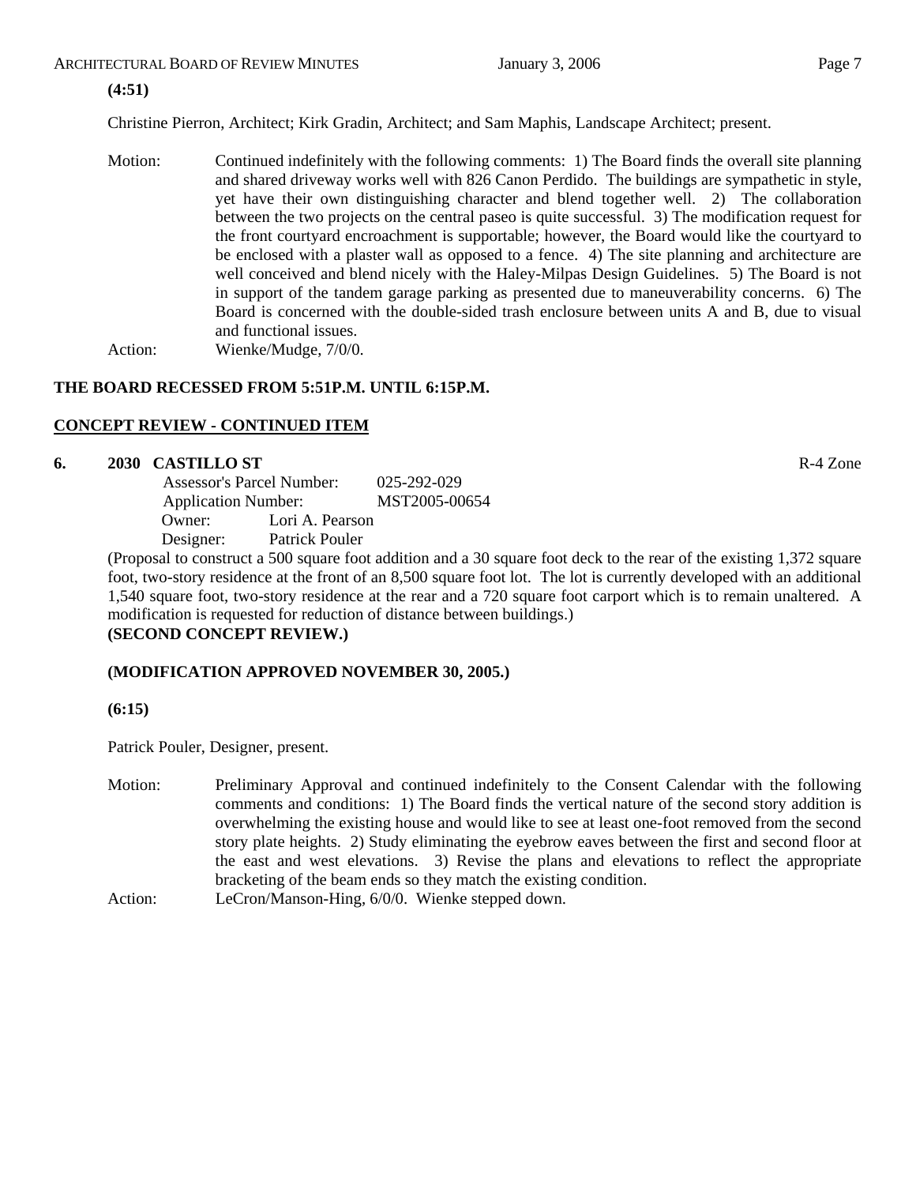**(4:51)**

Christine Pierron, Architect; Kirk Gradin, Architect; and Sam Maphis, Landscape Architect; present.

Motion: Continued indefinitely with the following comments: 1) The Board finds the overall site planning and shared driveway works well with 826 Canon Perdido. The buildings are sympathetic in style, yet have their own distinguishing character and blend together well. 2) The collaboration between the two projects on the central paseo is quite successful. 3) The modification request for the front courtyard encroachment is supportable; however, the Board would like the courtyard to be enclosed with a plaster wall as opposed to a fence. 4) The site planning and architecture are well conceived and blend nicely with the Haley-Milpas Design Guidelines. 5) The Board is not in support of the tandem garage parking as presented due to maneuverability concerns. 6) The Board is concerned with the double-sided trash enclosure between units A and B, due to visual and functional issues.

Action: Wienke/Mudge, 7/0/0.

**THE BOARD RECESSED FROM 5:51P.M. UNTIL 6:15P.M.**

**CONCEPT REVIEW - CONTINUED ITEM**

**6. 2030 CASTILLO ST** R-4 Zone

Assessor's Parcel Number: 025-292-029
Application Number: MST2005-00654
Owner: Lori A. Pearson
Designer: Patrick Pouler

(Proposal to construct a 500 square foot addition and a 30 square foot deck to the rear of the existing 1,372 square foot, two-story residence at the front of an 8,500 square foot lot. The lot is currently developed with an additional 1,540 square foot, two-story residence at the rear and a 720 square foot carport which is to remain unaltered. A modification is requested for reduction of distance between buildings.)
**(SECOND CONCEPT REVIEW.)**

**(MODIFICATION APPROVED NOVEMBER 30, 2005.)**

**(6:15)**

Patrick Pouler, Designer, present.

Motion: Preliminary Approval and continued indefinitely to the Consent Calendar with the following comments and conditions: 1) The Board finds the vertical nature of the second story addition is overwhelming the existing house and would like to see at least one-foot removed from the second story plate heights. 2) Study eliminating the eyebrow eaves between the first and second floor at the east and west elevations. 3) Revise the plans and elevations to reflect the appropriate bracketing of the beam ends so they match the existing condition.

Action: LeCron/Manson-Hing, 6/0/0. Wienke stepped down.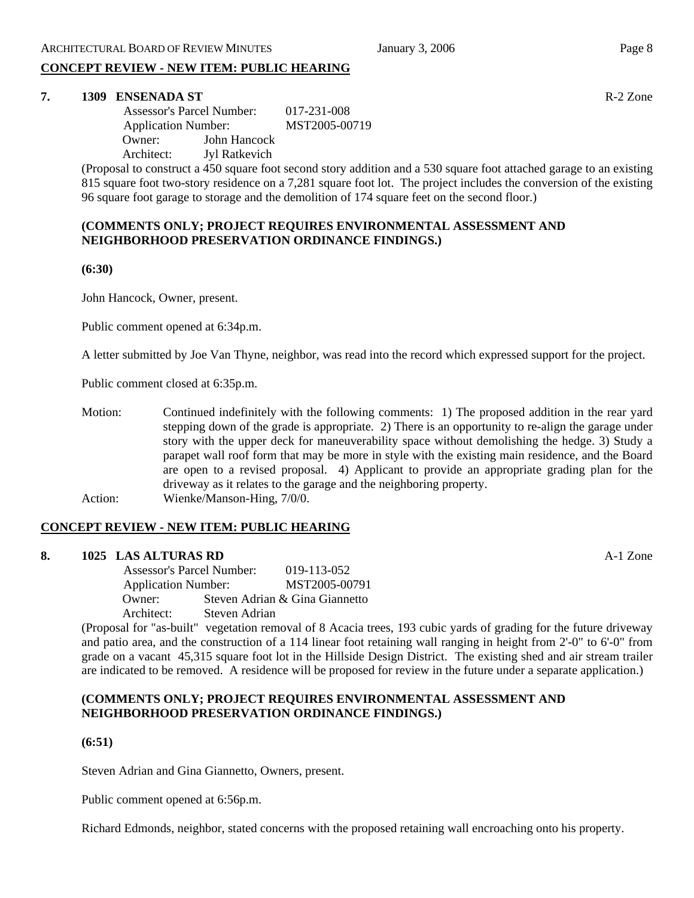## CONCEPT REVIEW - NEW ITEM: PUBLIC HEARING

**7. 1309 ENSENADA ST** R-2 Zone

Assessor's Parcel Number: 017-231-008
Application Number: MST2005-00719
Owner: John Hancock
Architect: Jyl Ratkevich

(Proposal to construct a 450 square foot second story addition and a 530 square foot attached garage to an existing 815 square foot two-story residence on a 7,281 square foot lot. The project includes the conversion of the existing 96 square foot garage to storage and the demolition of 174 square feet on the second floor.)

**(COMMENTS ONLY; PROJECT REQUIRES ENVIRONMENTAL ASSESSMENT AND NEIGHBORHOOD PRESERVATION ORDINANCE FINDINGS.)**

**(6:30)**

John Hancock, Owner, present.

Public comment opened at 6:34p.m.

A letter submitted by Joe Van Thyne, neighbor, was read into the record which expressed support for the project.

Public comment closed at 6:35p.m.

Motion: Continued indefinitely with the following comments: 1) The proposed addition in the rear yard stepping down of the grade is appropriate. 2) There is an opportunity to re-align the garage under story with the upper deck for maneuverability space without demolishing the hedge. 3) Study a parapet wall roof form that may be more in style with the existing main residence, and the Board are open to a revised proposal. 4) Applicant to provide an appropriate grading plan for the driveway as it relates to the garage and the neighboring property.

Action: Wienke/Manson-Hing, 7/0/0.

## CONCEPT REVIEW - NEW ITEM: PUBLIC HEARING

**8. 1025 LAS ALTURAS RD** A-1 Zone

Assessor's Parcel Number: 019-113-052
Application Number: MST2005-00791
Owner: Steven Adrian & Gina Giannetto
Architect: Steven Adrian

(Proposal for "as-built" vegetation removal of 8 Acacia trees, 193 cubic yards of grading for the future driveway and patio area, and the construction of a 114 linear foot retaining wall ranging in height from 2'-0" to 6'-0" from grade on a vacant 45,315 square foot lot in the Hillside Design District. The existing shed and air stream trailer are indicated to be removed. A residence will be proposed for review in the future under a separate application.)

**(COMMENTS ONLY; PROJECT REQUIRES ENVIRONMENTAL ASSESSMENT AND NEIGHBORHOOD PRESERVATION ORDINANCE FINDINGS.)**

**(6:51)**

Steven Adrian and Gina Giannetto, Owners, present.

Public comment opened at 6:56p.m.

Richard Edmonds, neighbor, stated concerns with the proposed retaining wall encroaching onto his property.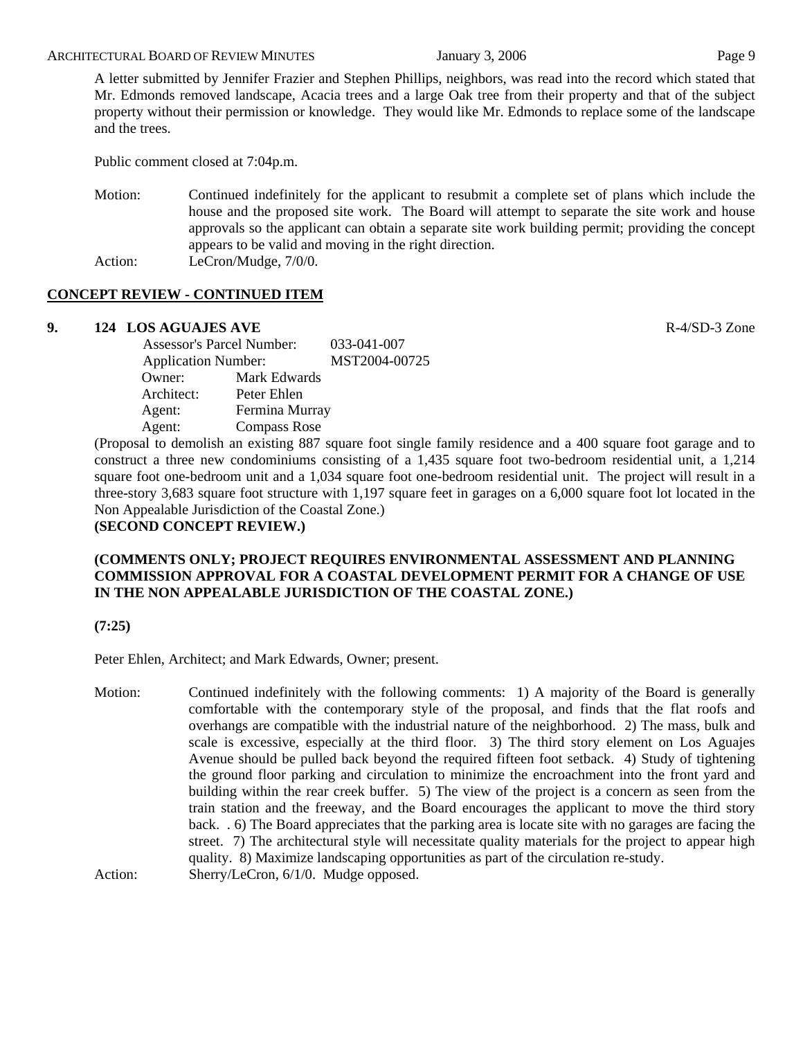A letter submitted by Jennifer Frazier and Stephen Phillips, neighbors, was read into the record which stated that Mr. Edmonds removed landscape, Acacia trees and a large Oak tree from their property and that of the subject property without their permission or knowledge. They would like Mr. Edmonds to replace some of the landscape and the trees.

Public comment closed at 7:04p.m.

Motion: Continued indefinitely for the applicant to resubmit a complete set of plans which include the house and the proposed site work. The Board will attempt to separate the site work and house approvals so the applicant can obtain a separate site work building permit; providing the concept appears to be valid and moving in the right direction.

Action: LeCron/Mudge, 7/0/0.

## CONCEPT REVIEW - CONTINUED ITEM

**9. 124 LOS AGUAJES AVE** R-4/SD-3 Zone

Assessor's Parcel Number: 033-041-007
Application Number: MST2004-00725
Owner: Mark Edwards
Architect: Peter Ehlen
Agent: Fermina Murray
Agent: Compass Rose

(Proposal to demolish an existing 887 square foot single family residence and a 400 square foot garage and to construct a three new condominiums consisting of a 1,435 square foot two-bedroom residential unit, a 1,214 square foot one-bedroom unit and a 1,034 square foot one-bedroom residential unit. The project will result in a three-story 3,683 square foot structure with 1,197 square feet in garages on a 6,000 square foot lot located in the Non Appealable Jurisdiction of the Coastal Zone.)

**(SECOND CONCEPT REVIEW.)**

**(COMMENTS ONLY; PROJECT REQUIRES ENVIRONMENTAL ASSESSMENT AND PLANNING COMMISSION APPROVAL FOR A COASTAL DEVELOPMENT PERMIT FOR A CHANGE OF USE IN THE NON APPEALABLE JURISDICTION OF THE COASTAL ZONE.)**

**(7:25)**

Peter Ehlen, Architect; and Mark Edwards, Owner; present.

Motion: Continued indefinitely with the following comments: 1) A majority of the Board is generally comfortable with the contemporary style of the proposal, and finds that the flat roofs and overhangs are compatible with the industrial nature of the neighborhood. 2) The mass, bulk and scale is excessive, especially at the third floor. 3) The third story element on Los Aguajes Avenue should be pulled back beyond the required fifteen foot setback. 4) Study of tightening the ground floor parking and circulation to minimize the encroachment into the front yard and building within the rear creek buffer. 5) The view of the project is a concern as seen from the train station and the freeway, and the Board encourages the applicant to move the third story back. . 6) The Board appreciates that the parking area is locate site with no garages are facing the street. 7) The architectural style will necessitate quality materials for the project to appear high quality. 8) Maximize landscaping opportunities as part of the circulation re-study.

Action: Sherry/LeCron, 6/1/0. Mudge opposed.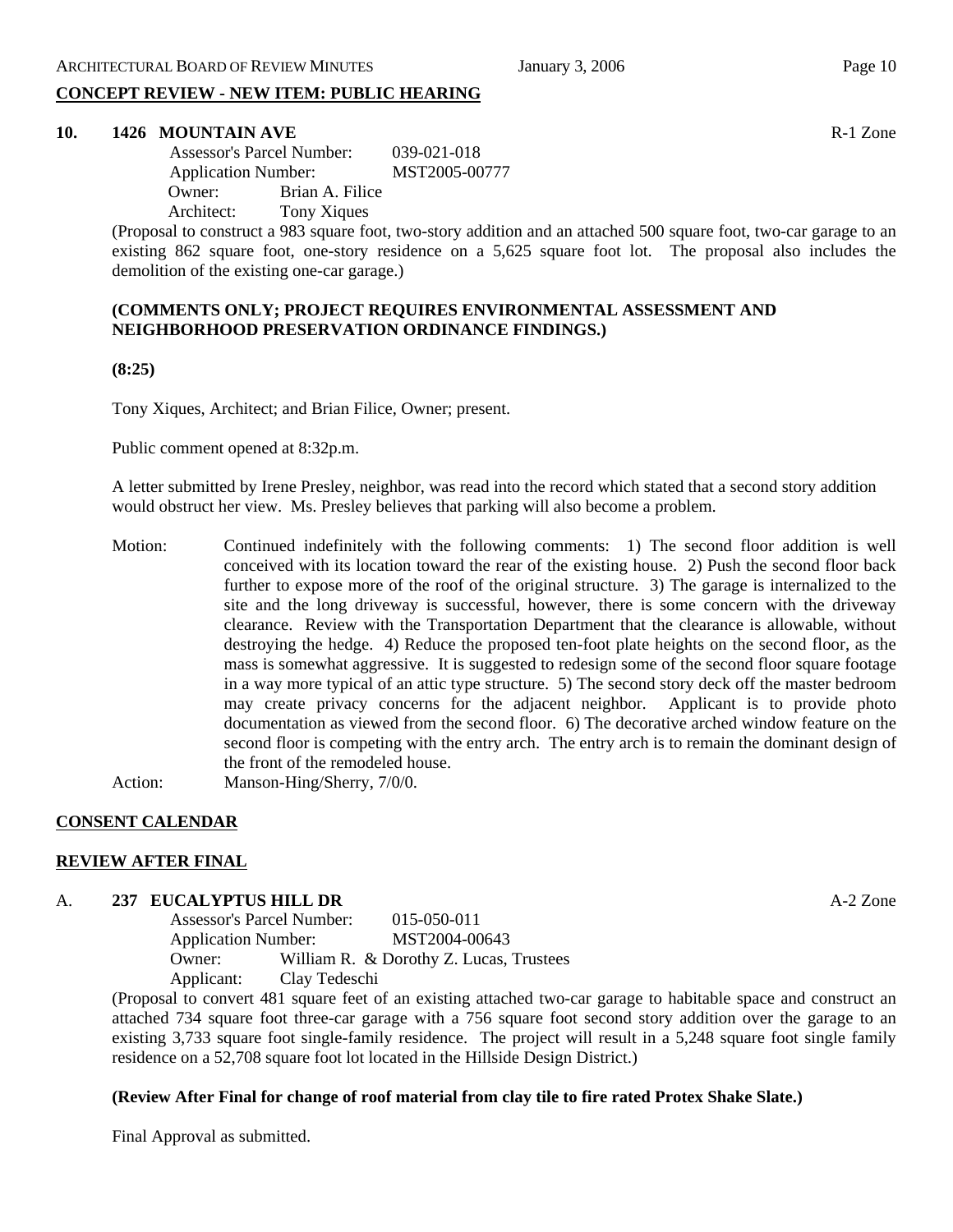## CONCEPT REVIEW - NEW ITEM: PUBLIC HEARING

**10. 1426 MOUNTAIN AVE** R-1 Zone

Assessor's Parcel Number: 039-021-018
Application Number: MST2005-00777
Owner: Brian A. Filice
Architect: Tony Xiques

(Proposal to construct a 983 square foot, two-story addition and an attached 500 square foot, two-car garage to an existing 862 square foot, one-story residence on a 5,625 square foot lot. The proposal also includes the demolition of the existing one-car garage.)

**(COMMENTS ONLY; PROJECT REQUIRES ENVIRONMENTAL ASSESSMENT AND NEIGHBORHOOD PRESERVATION ORDINANCE FINDINGS.)**

**(8:25)**

Tony Xiques, Architect; and Brian Filice, Owner; present.

Public comment opened at 8:32p.m.

A letter submitted by Irene Presley, neighbor, was read into the record which stated that a second story addition would obstruct her view. Ms. Presley believes that parking will also become a problem.

Motion: Continued indefinitely with the following comments: 1) The second floor addition is well conceived with its location toward the rear of the existing house. 2) Push the second floor back further to expose more of the roof of the original structure. 3) The garage is internalized to the site and the long driveway is successful, however, there is some concern with the driveway clearance. Review with the Transportation Department that the clearance is allowable, without destroying the hedge. 4) Reduce the proposed ten-foot plate heights on the second floor, as the mass is somewhat aggressive. It is suggested to redesign some of the second floor square footage in a way more typical of an attic type structure. 5) The second story deck off the master bedroom may create privacy concerns for the adjacent neighbor. Applicant is to provide photo documentation as viewed from the second floor. 6) The decorative arched window feature on the second floor is competing with the entry arch. The entry arch is to remain the dominant design of the front of the remodeled house.

Action: Manson-Hing/Sherry, 7/0/0.

## CONSENT CALENDAR

## REVIEW AFTER FINAL

**A. 237 EUCALYPTUS HILL DR** A-2 Zone

Assessor's Parcel Number: 015-050-011
Application Number: MST2004-00643
Owner: William R. & Dorothy Z. Lucas, Trustees
Applicant: Clay Tedeschi

(Proposal to convert 481 square feet of an existing attached two-car garage to habitable space and construct an attached 734 square foot three-car garage with a 756 square foot second story addition over the garage to an existing 3,733 square foot single-family residence. The project will result in a 5,248 square foot single family residence on a 52,708 square foot lot located in the Hillside Design District.)

**(Review After Final for change of roof material from clay tile to fire rated Protex Shake Slate.)**

Final Approval as submitted.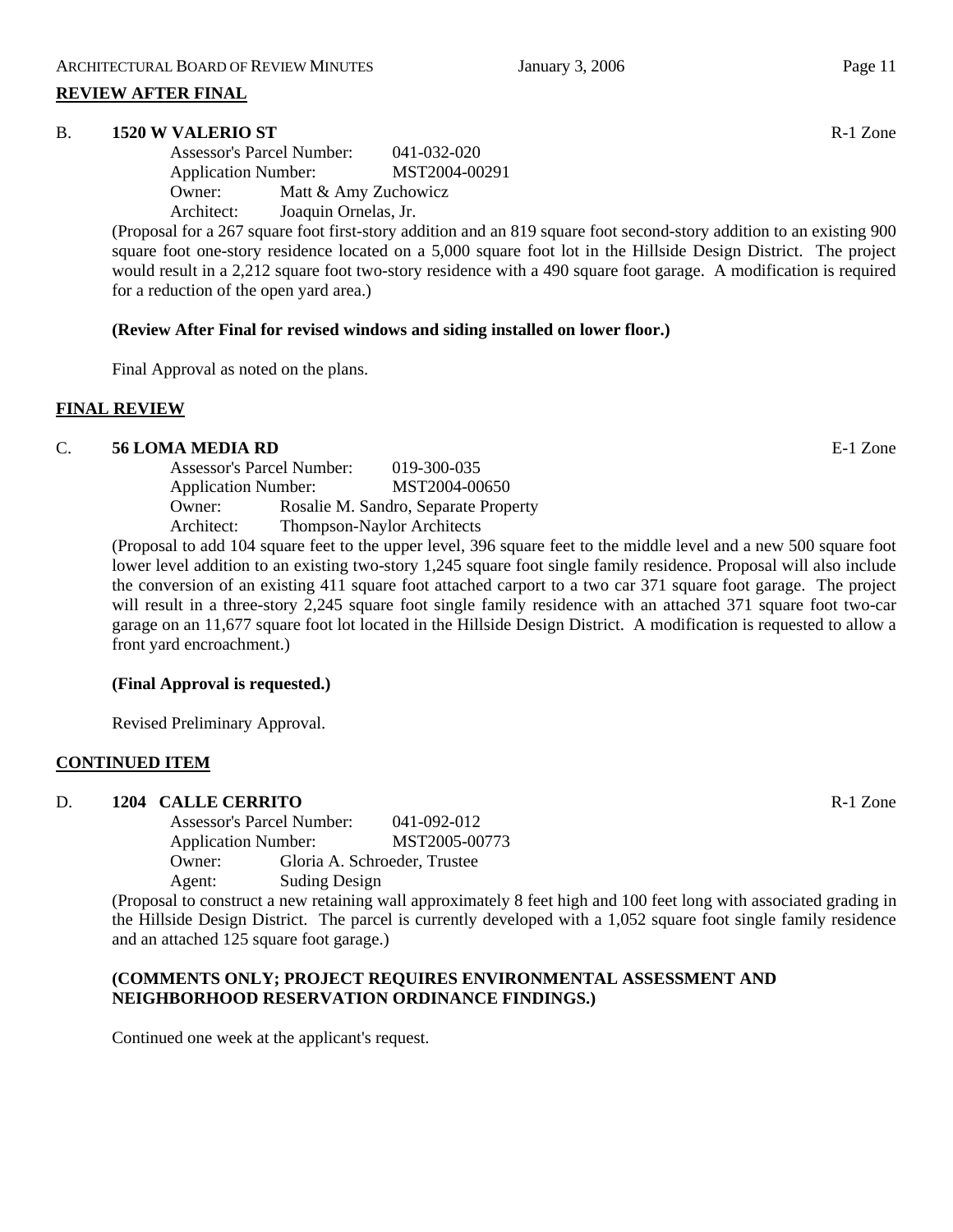## REVIEW AFTER FINAL

**B. 1520 W VALERIO ST** R-1 Zone

Assessor's Parcel Number: 041-032-020
Application Number: MST2004-00291
Owner: Matt & Amy Zuchowicz
Architect: Joaquin Ornelas, Jr.

(Proposal for a 267 square foot first-story addition and an 819 square foot second-story addition to an existing 900 square foot one-story residence located on a 5,000 square foot lot in the Hillside Design District. The project would result in a 2,212 square foot two-story residence with a 490 square foot garage. A modification is required for a reduction of the open yard area.)

**(Review After Final for revised windows and siding installed on lower floor.)**

Final Approval as noted on the plans.

## FINAL REVIEW

**C. 56 LOMA MEDIA RD** E-1 Zone

Assessor's Parcel Number: 019-300-035
Application Number: MST2004-00650
Owner: Rosalie M. Sandro, Separate Property
Architect: Thompson-Naylor Architects

(Proposal to add 104 square feet to the upper level, 396 square feet to the middle level and a new 500 square foot lower level addition to an existing two-story 1,245 square foot single family residence. Proposal will also include the conversion of an existing 411 square foot attached carport to a two car 371 square foot garage. The project will result in a three-story 2,245 square foot single family residence with an attached 371 square foot two-car garage on an 11,677 square foot lot located in the Hillside Design District. A modification is requested to allow a front yard encroachment.)

**(Final Approval is requested.)**

Revised Preliminary Approval.

## CONTINUED ITEM

**D. 1204 CALLE CERRITO** R-1 Zone

Assessor's Parcel Number: 041-092-012
Application Number: MST2005-00773
Owner: Gloria A. Schroeder, Trustee
Agent: Suding Design

(Proposal to construct a new retaining wall approximately 8 feet high and 100 feet long with associated grading in the Hillside Design District. The parcel is currently developed with a 1,052 square foot single family residence and an attached 125 square foot garage.)

**(COMMENTS ONLY; PROJECT REQUIRES ENVIRONMENTAL ASSESSMENT AND NEIGHBORHOOD RESERVATION ORDINANCE FINDINGS.)**

Continued one week at the applicant's request.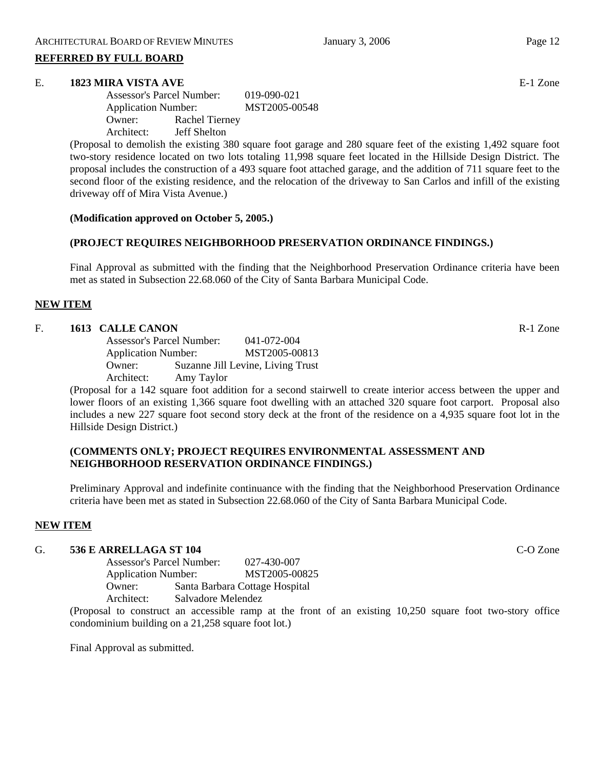**REFERRED BY FULL BOARD**

E. **1823 MIRA VISTA AVE** E-1 Zone

Assessor's Parcel Number: 019-090-021
Application Number: MST2005-00548
Owner: Rachel Tierney
Architect: Jeff Shelton

(Proposal to demolish the existing 380 square foot garage and 280 square feet of the existing 1,492 square foot two-story residence located on two lots totaling 11,998 square feet located in the Hillside Design District. The proposal includes the construction of a 493 square foot attached garage, and the addition of 711 square feet to the second floor of the existing residence, and the relocation of the driveway to San Carlos and infill of the existing driveway off of Mira Vista Avenue.)

**(Modification approved on October 5, 2005.)**

**(PROJECT REQUIRES NEIGHBORHOOD PRESERVATION ORDINANCE FINDINGS.)**

Final Approval as submitted with the finding that the Neighborhood Preservation Ordinance criteria have been met as stated in Subsection 22.68.060 of the City of Santa Barbara Municipal Code.

**NEW ITEM**

F. **1613 CALLE CANON** R-1 Zone

Assessor's Parcel Number: 041-072-004
Application Number: MST2005-00813
Owner: Suzanne Jill Levine, Living Trust
Architect: Amy Taylor

(Proposal for a 142 square foot addition for a second stairwell to create interior access between the upper and lower floors of an existing 1,366 square foot dwelling with an attached 320 square foot carport. Proposal also includes a new 227 square foot second story deck at the front of the residence on a 4,935 square foot lot in the Hillside Design District.)

**(COMMENTS ONLY; PROJECT REQUIRES ENVIRONMENTAL ASSESSMENT AND NEIGHBORHOOD RESERVATION ORDINANCE FINDINGS.)**

Preliminary Approval and indefinite continuance with the finding that the Neighborhood Preservation Ordinance criteria have been met as stated in Subsection 22.68.060 of the City of Santa Barbara Municipal Code.

**NEW ITEM**

G. **536 E ARRELLAGA ST 104** C-O Zone

Assessor's Parcel Number: 027-430-007
Application Number: MST2005-00825
Owner: Santa Barbara Cottage Hospital
Architect: Salvadore Melendez

(Proposal to construct an accessible ramp at the front of an existing 10,250 square foot two-story office condominium building on a 21,258 square foot lot.)

Final Approval as submitted.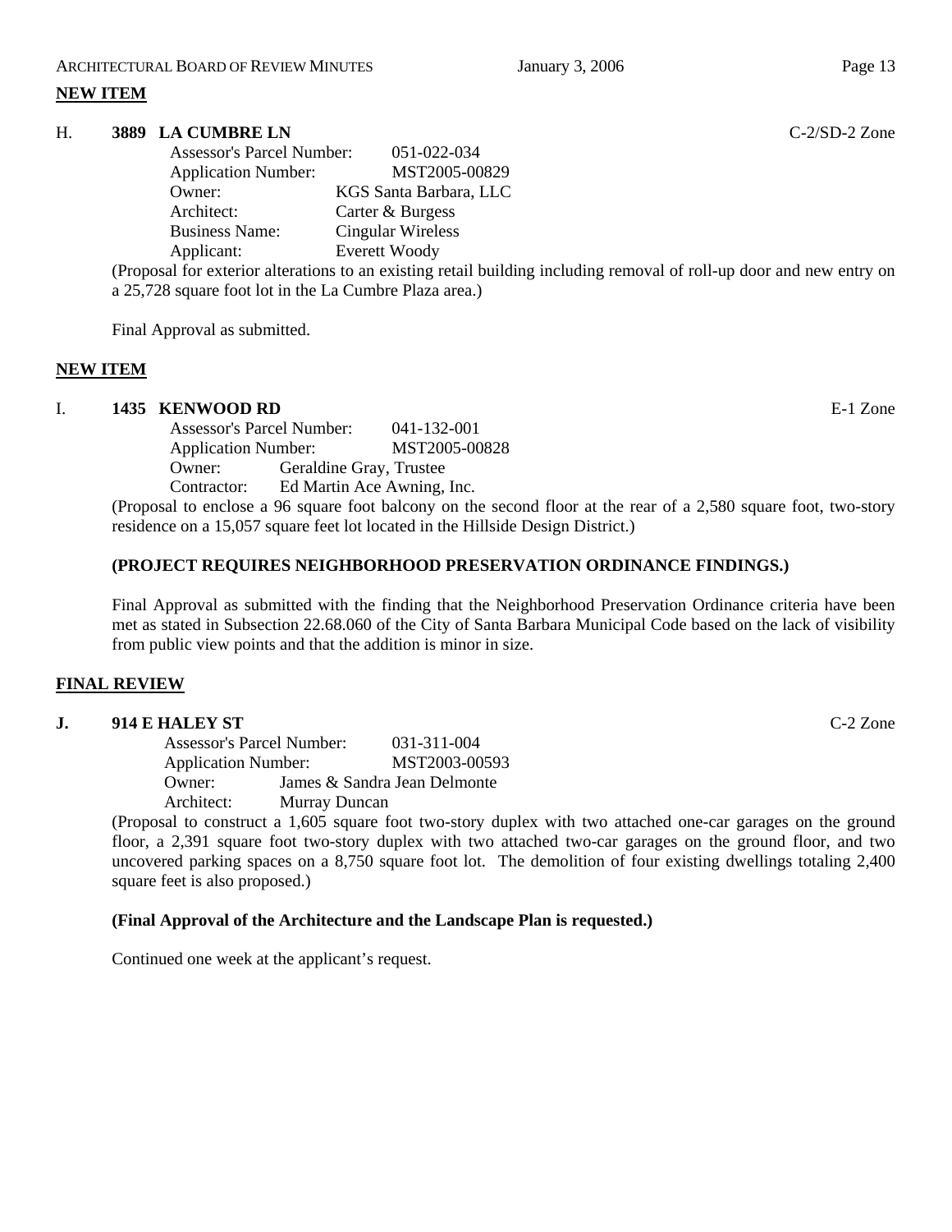**NEW ITEM**

H. **3889 LA CUMBRE LN** C-2/SD-2 Zone

Assessor's Parcel Number: 051-022-034
Application Number: MST2005-00829
Owner: KGS Santa Barbara, LLC
Architect: Carter & Burgess
Business Name: Cingular Wireless
Applicant: Everett Woody

(Proposal for exterior alterations to an existing retail building including removal of roll-up door and new entry on a 25,728 square foot lot in the La Cumbre Plaza area.)

Final Approval as submitted.

**NEW ITEM**

I. **1435 KENWOOD RD** E-1 Zone

Assessor's Parcel Number: 041-132-001
Application Number: MST2005-00828
Owner: Geraldine Gray, Trustee
Contractor: Ed Martin Ace Awning, Inc.

(Proposal to enclose a 96 square foot balcony on the second floor at the rear of a 2,580 square foot, two-story residence on a 15,057 square feet lot located in the Hillside Design District.)

**(PROJECT REQUIRES NEIGHBORHOOD PRESERVATION ORDINANCE FINDINGS.)**

Final Approval as submitted with the finding that the Neighborhood Preservation Ordinance criteria have been met as stated in Subsection 22.68.060 of the City of Santa Barbara Municipal Code based on the lack of visibility from public view points and that the addition is minor in size.

**FINAL REVIEW**

**J. 914 E HALEY ST** C-2 Zone

Assessor's Parcel Number: 031-311-004
Application Number: MST2003-00593
Owner: James & Sandra Jean Delmonte
Architect: Murray Duncan

(Proposal to construct a 1,605 square foot two-story duplex with two attached one-car garages on the ground floor, a 2,391 square foot two-story duplex with two attached two-car garages on the ground floor, and two uncovered parking spaces on a 8,750 square foot lot. The demolition of four existing dwellings totaling 2,400 square feet is also proposed.)

**(Final Approval of the Architecture and the Landscape Plan is requested.)**

Continued one week at the applicant's request.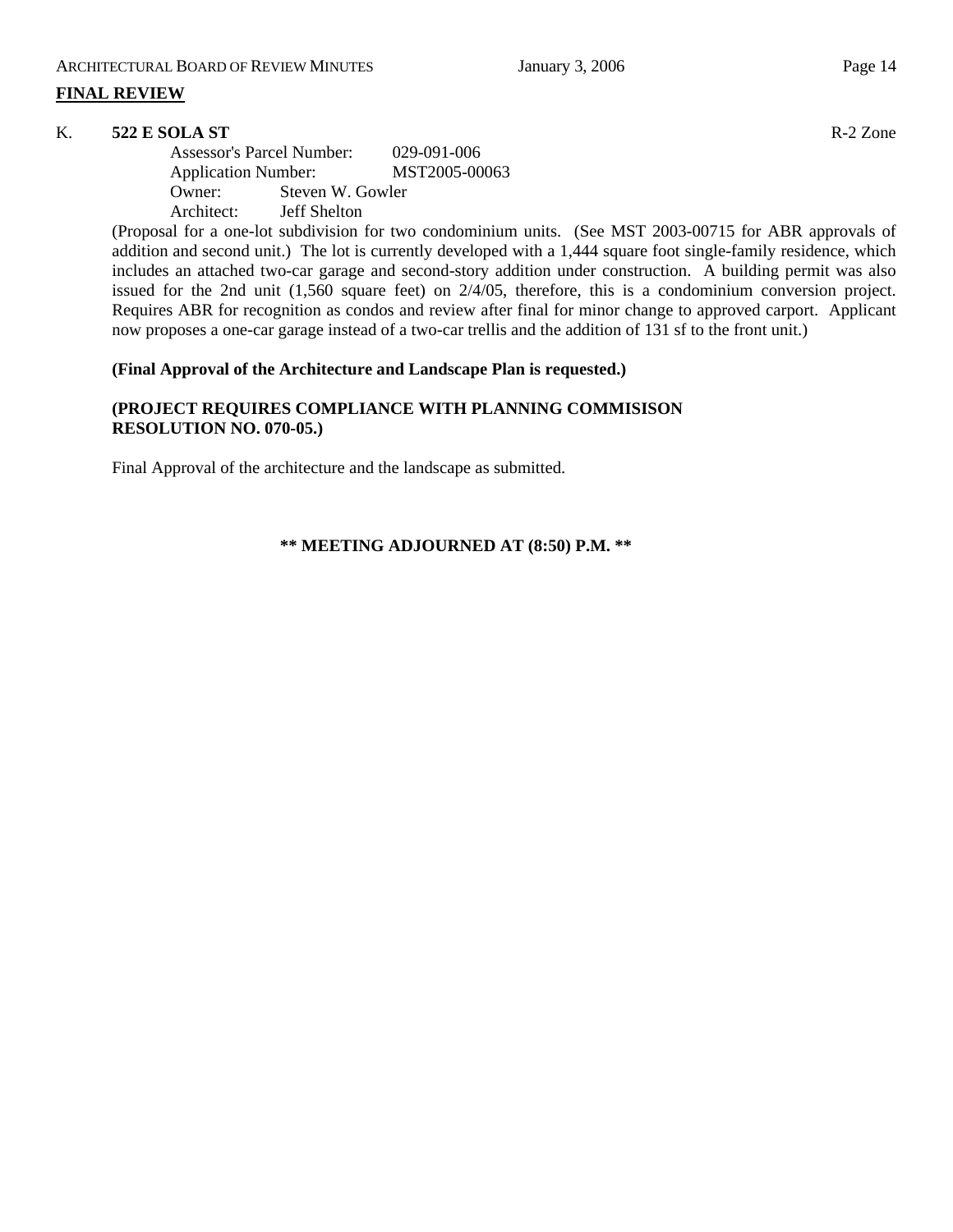## FINAL REVIEW

K. **522 E SOLA ST** R-2 Zone

Assessor's Parcel Number: 029-091-006
Application Number: MST2005-00063
Owner: Steven W. Gowler
Architect: Jeff Shelton

(Proposal for a one-lot subdivision for two condominium units. (See MST 2003-00715 for ABR approvals of addition and second unit.) The lot is currently developed with a 1,444 square foot single-family residence, which includes an attached two-car garage and second-story addition under construction. A building permit was also issued for the 2nd unit (1,560 square feet) on 2/4/05, therefore, this is a condominium conversion project. Requires ABR for recognition as condos and review after final for minor change to approved carport. Applicant now proposes a one-car garage instead of a two-car trellis and the addition of 131 sf to the front unit.)

**(Final Approval of the Architecture and Landscape Plan is requested.)**

**(PROJECT REQUIRES COMPLIANCE WITH PLANNING COMMISISON RESOLUTION NO. 070-05.)**

Final Approval of the architecture and the landscape as submitted.

**\*\* MEETING ADJOURNED AT (8:50) P.M. \*\***